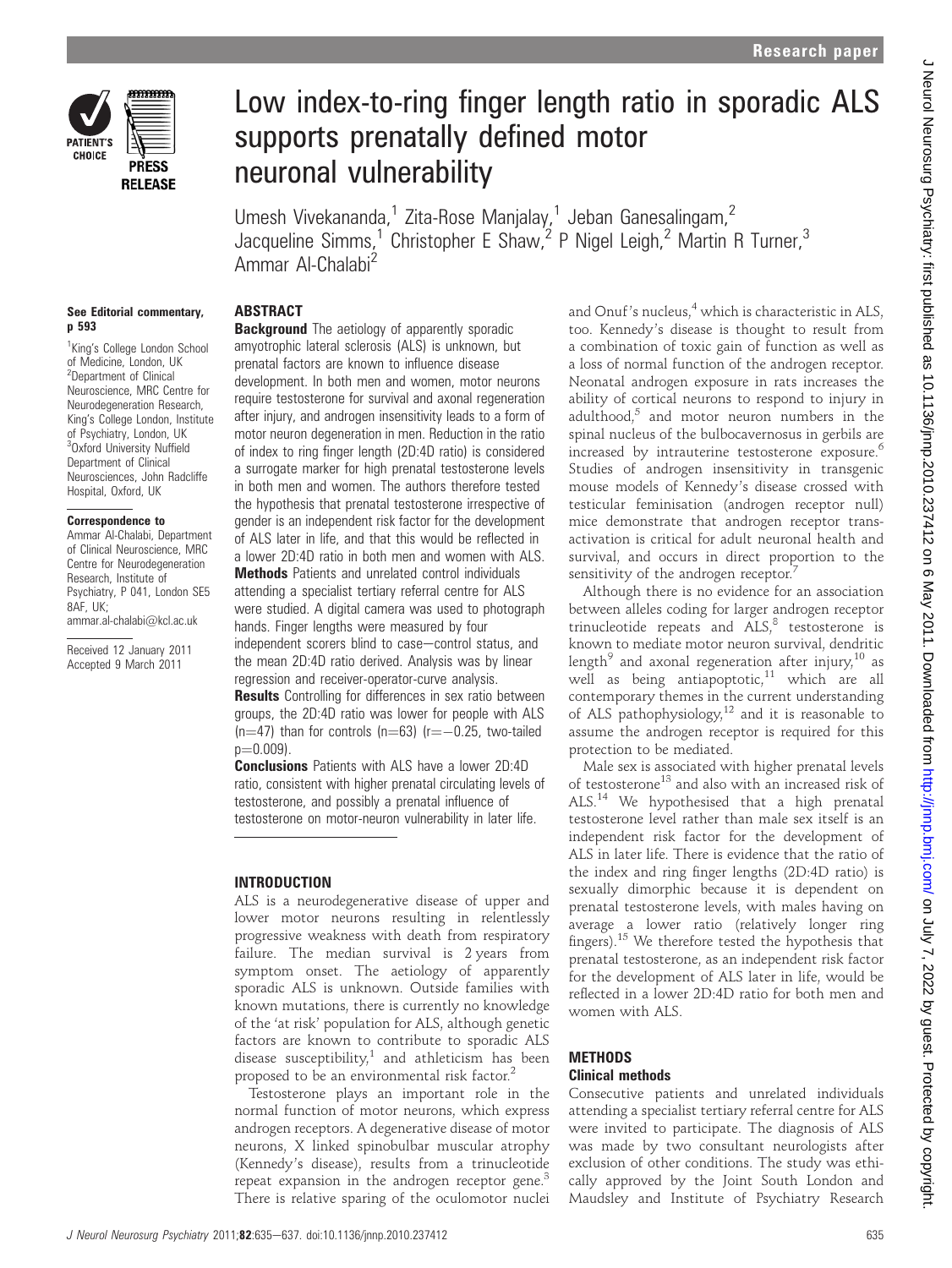# Low index-to-ring finger length ratio in sporadic ALS supports prenatally defined motor neuronal vulnerability

Umesh Vivekananda,[1] Zita-Rose Manjalay,[1] Jeban Ganesalingam,[2] Jacqueline Simms,[1] Christopher E Shaw,[2] P Nigel Leigh,[2] Martin R Turner,[3] Ammar Al-Chalabi[2]

See Editorial commentary, p 593

[1]King's College London School of Medicine, London, UK
[2]Department of Clinical Neuroscience, MRC Centre for Neurodegeneration Research, King's College London, Institute of Psychiatry, London, UK
[3]Oxford University Nuffield Department of Clinical Neurosciences, John Radcliffe Hospital, Oxford, UK

**Correspondence to**
Ammar Al-Chalabi, Department of Clinical Neuroscience, MRC Centre for Neurodegeneration Research, Institute of Psychiatry, P 041, London SE5 8AF, UK; ammar.al-chalabi@kcl.ac.uk

Received 12 January 2011
Accepted 9 March 2011

## ABSTRACT

**Background** The aetiology of apparently sporadic amyotrophic lateral sclerosis (ALS) is unknown, but prenatal factors are known to influence disease development. In both men and women, motor neurons require testosterone for survival and axonal regeneration after injury, and androgen insensitivity leads to a form of motor neuron degeneration in men. Reduction in the ratio of index to ring finger length (2D:4D ratio) is considered a surrogate marker for high prenatal testosterone levels in both men and women. The authors therefore tested the hypothesis that prenatal testosterone irrespective of gender is an independent risk factor for the development of ALS later in life, and that this would be reflected in a lower 2D:4D ratio in both men and women with ALS.

**Methods** Patients and unrelated control individuals attending a specialist tertiary referral centre for ALS were studied. A digital camera was used to photograph hands. Finger lengths were measured by four independent scorers blind to case–control status, and the mean 2D:4D ratio derived. Analysis was by linear regression and receiver-operator-curve analysis.

**Results** Controlling for differences in sex ratio between groups, the 2D:4D ratio was lower for people with ALS ($n=47$) than for controls ($n=63$) ($r=-0.25$, two-tailed $p=0.009$).

**Conclusions** Patients with ALS have a lower 2D:4D ratio, consistent with higher prenatal circulating levels of testosterone, and possibly a prenatal influence of testosterone on motor-neuron vulnerability in later life.

## INTRODUCTION

ALS is a neurodegenerative disease of upper and lower motor neurons resulting in relentlessly progressive weakness with death from respiratory failure. The median survival is 2 years from symptom onset. The aetiology of apparently sporadic ALS is unknown. Outside families with known mutations, there is currently no knowledge of the 'at risk' population for ALS, although genetic factors are known to contribute to sporadic ALS disease susceptibility,[1] and athleticism has been proposed to be an environmental risk factor.[2]

Testosterone plays an important role in the normal function of motor neurons, which express androgen receptors. A degenerative disease of motor neurons, X linked spinobulbar muscular atrophy (Kennedy's disease), results from a trinucleotide repeat expansion in the androgen receptor gene.[3] There is relative sparing of the oculomotor nuclei and Onuf's nucleus,[4] which is characteristic in ALS, too. Kennedy's disease is thought to result from a combination of toxic gain of function as well as a loss of normal function of the androgen receptor. Neonatal androgen exposure in rats increases the ability of cortical neurons to respond to injury in adulthood,[5] and motor neuron numbers in the spinal nucleus of the bulbocavernosus in gerbils are increased by intrauterine testosterone exposure.[6] Studies of androgen insensitivity in transgenic mouse models of Kennedy's disease crossed with testicular feminisation (androgen receptor null) mice demonstrate that androgen receptor transactivation is critical for adult neuronal health and survival, and occurs in direct proportion to the sensitivity of the androgen receptor.[7]

Although there is no evidence for an association between alleles coding for larger androgen receptor trinucleotide repeats and ALS,[8] testosterone is known to mediate motor neuron survival, dendritic length[9] and axonal regeneration after injury,[10] as well as being antiapoptotic,[11] which are all contemporary themes in the current understanding of ALS pathophysiology,[12] and it is reasonable to assume the androgen receptor is required for this protection to be mediated.

Male sex is associated with higher prenatal levels of testosterone[13] and also with an increased risk of ALS.[14] We hypothesised that a high prenatal testosterone level rather than male sex itself is an independent risk factor for the development of ALS in later life. There is evidence that the ratio of the index and ring finger lengths (2D:4D ratio) is sexually dimorphic because it is dependent on prenatal testosterone levels, with males having on average a lower ratio (relatively longer ring fingers).[15] We therefore tested the hypothesis that prenatal testosterone, as an independent risk factor for the development of ALS later in life, would be reflected in a lower 2D:4D ratio for both men and women with ALS.

## METHODS

### Clinical methods

Consecutive patients and unrelated individuals attending a specialist tertiary referral centre for ALS were invited to participate. The diagnosis of ALS was made by two consultant neurologists after exclusion of other conditions. The study was ethically approved by the Joint South London and Maudsley and Institute of Psychiatry Research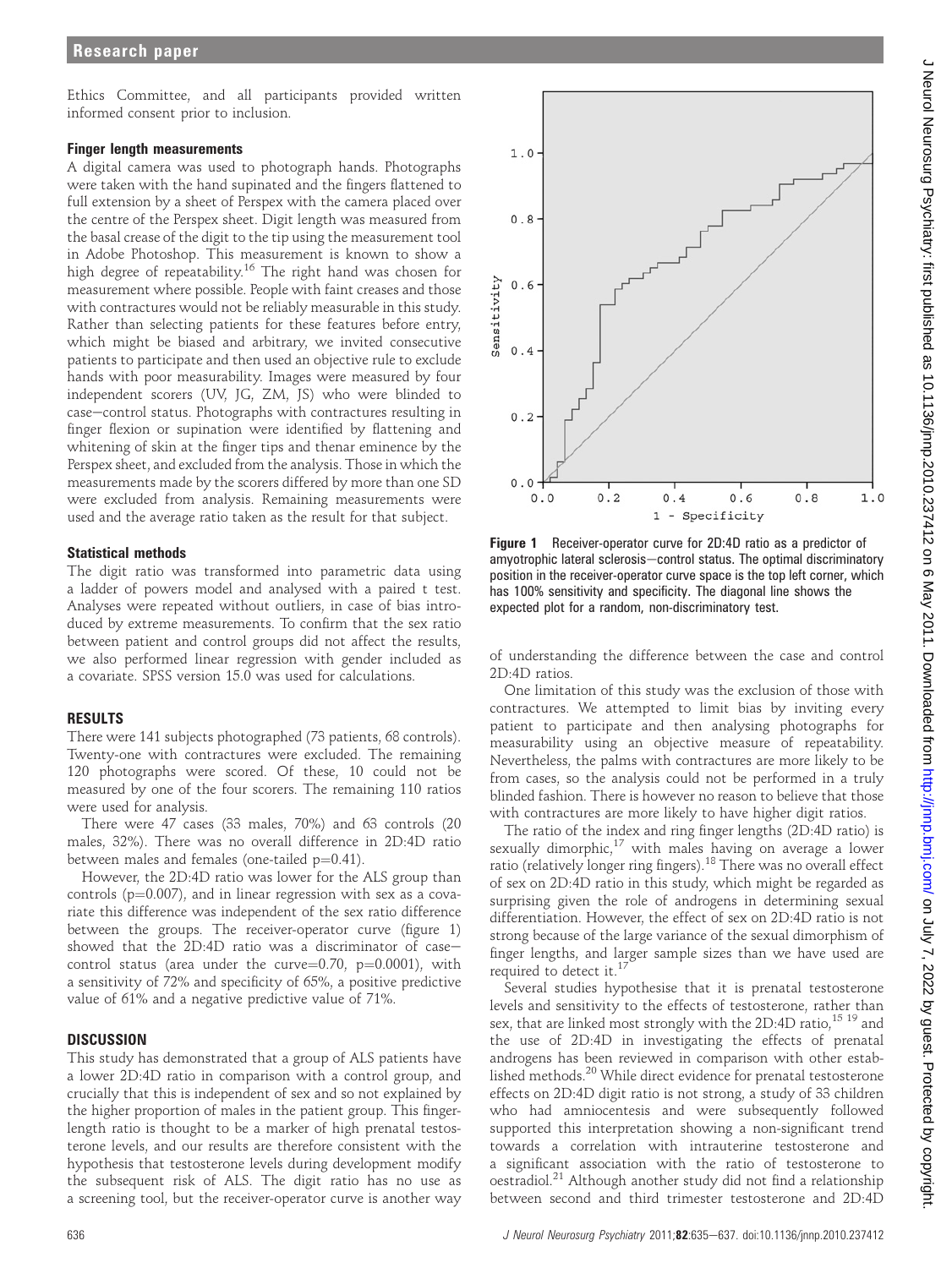Ethics Committee, and all participants provided written informed consent prior to inclusion.

### Finger length measurements

A digital camera was used to photograph hands. Photographs were taken with the hand supinated and the fingers flattened to full extension by a sheet of Perspex with the camera placed over the centre of the Perspex sheet. Digit length was measured from the basal crease of the digit to the tip using the measurement tool in Adobe Photoshop. This measurement is known to show a high degree of repeatability.[16] The right hand was chosen for measurement where possible. People with faint creases and those with contractures would not be reliably measurable in this study. Rather than selecting patients for these features before entry, which might be biased and arbitrary, we invited consecutive patients to participate and then used an objective rule to exclude hands with poor measurability. Images were measured by four independent scorers (UV, JG, ZM, JS) who were blinded to case–control status. Photographs with contractures resulting in finger flexion or supination were identified by flattening and whitening of skin at the finger tips and thenar eminence by the Perspex sheet, and excluded from the analysis. Those in which the measurements made by the scorers differed by more than one SD were excluded from analysis. Remaining measurements were used and the average ratio taken as the result for that subject.

### Statistical methods

The digit ratio was transformed into parametric data using a ladder of powers model and analysed with a paired t test. Analyses were repeated without outliers, in case of bias introduced by extreme measurements. To confirm that the sex ratio between patient and control groups did not affect the results, we also performed linear regression with gender included as a covariate. SPSS version 15.0 was used for calculations.

## RESULTS

There were 141 subjects photographed (73 patients, 68 controls). Twenty-one with contractures were excluded. The remaining 120 photographs were scored. Of these, 10 could not be measured by one of the four scorers. The remaining 110 ratios were used for analysis.

There were 47 cases (33 males, 70%) and 63 controls (20 males, 32%). There was no overall difference in 2D:4D ratio between males and females (one-tailed $p=0.41$).

However, the 2D:4D ratio was lower for the ALS group than controls ($p=0.007$), and in linear regression with sex as a covariate this difference was independent of the sex ratio difference between the groups. The receiver-operator curve (figure 1) showed that the 2D:4D ratio was a discriminator of case–control status (area under the curve=0.70, $p=0.0001$), with a sensitivity of 72% and specificity of 65%, a positive predictive value of 61% and a negative predictive value of 71%.

**Figure 1** Receiver-operator curve for 2D:4D ratio as a predictor of amyotrophic lateral sclerosis–control status. The optimal discriminatory position in the receiver-operator curve space is the top left corner, which has 100% sensitivity and specificity. The diagonal line shows the expected plot for a random, non-discriminatory test.

## DISCUSSION

This study has demonstrated that a group of ALS patients have a lower 2D:4D ratio in comparison with a control group, and crucially that this is independent of sex and so not explained by the higher proportion of males in the patient group. This finger-length ratio is thought to be a marker of high prenatal testosterone levels, and our results are therefore consistent with the hypothesis that testosterone levels during development modify the subsequent risk of ALS. The digit ratio has no use as a screening tool, but the receiver-operator curve is another way of understanding the difference between the case and control 2D:4D ratios.

One limitation of this study was the exclusion of those with contractures. We attempted to limit bias by inviting every patient to participate and then analysing photographs for measurability using an objective measure of repeatability. Nevertheless, the palms with contractures are more likely to be from cases, so the analysis could not be performed in a truly blinded fashion. There is however no reason to believe that those with contractures are more likely to have higher digit ratios.

The ratio of the index and ring finger lengths (2D:4D ratio) is sexually dimorphic,[17] with males having on average a lower ratio (relatively longer ring fingers).[18] There was no overall effect of sex on 2D:4D ratio in this study, which might be regarded as surprising given the role of androgens in determining sexual differentiation. However, the effect of sex on 2D:4D ratio is not strong because of the large variance of the sexual dimorphism of finger lengths, and larger sample sizes than we have used are required to detect it.[17]

Several studies hypothesise that it is prenatal testosterone levels and sensitivity to the effects of testosterone, rather than sex, that are linked most strongly with the 2D:4D ratio,[15 19] and the use of 2D:4D in investigating the effects of prenatal androgens has been reviewed in comparison with other established methods.[20] While direct evidence for prenatal testosterone effects on 2D:4D digit ratio is not strong, a study of 33 children who had amniocentesis and were subsequently followed supported this interpretation showing a non-significant trend towards a correlation with intrauterine testosterone and a significant association with the ratio of testosterone to oestradiol.[21] Although another study did not find a relationship between second and third trimester testosterone and 2D:4D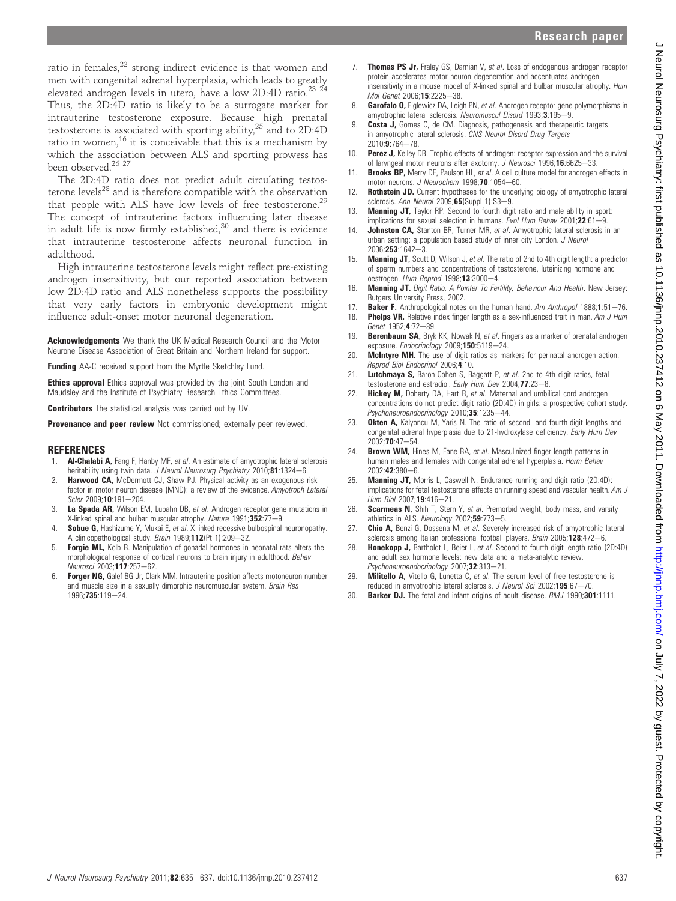ratio in females,[22] strong indirect evidence is that women and men with congenital adrenal hyperplasia, which leads to greatly elevated androgen levels in utero, have a low 2D:4D ratio.[23 24] Thus, the 2D:4D ratio is likely to be a surrogate marker for intrauterine testosterone exposure. Because high prenatal testosterone is associated with sporting ability,[25] and to 2D:4D ratio in women,[16] it is conceivable that this is a mechanism by which the association between ALS and sporting prowess has been observed.[26 27]

The 2D:4D ratio does not predict adult circulating testosterone levels[28] and is therefore compatible with the observation that people with ALS have low levels of free testosterone.[29] The concept of intrauterine factors influencing later disease in adult life is now firmly established,[30] and there is evidence that intrauterine testosterone affects neuronal function in adulthood.

High intrauterine testosterone levels might reflect pre-existing androgen insensitivity, but our reported association between low 2D:4D ratio and ALS nonetheless supports the possibility that very early factors in embryonic development might influence adult-onset motor neuronal degeneration.

**Acknowledgements** We thank the UK Medical Research Council and the Motor Neurone Disease Association of Great Britain and Northern Ireland for support.

**Funding** AA-C received support from the Myrtle Sketchley Fund.

**Ethics approval** Ethics approval was provided by the joint South London and Maudsley and the Institute of Psychiatry Research Ethics Committees.

**Contributors** The statistical analysis was carried out by UV.

**Provenance and peer review** Not commissioned; externally peer reviewed.

## REFERENCES

1. **Al-Chalabi A,** Fang F, Hanby MF, *et al*. An estimate of amyotrophic lateral sclerosis heritability using twin data. *J Neurol Neurosurg Psychiatry* 2010;**81**:1324–6.
2. **Harwood CA,** McDermott CJ, Shaw PJ. Physical activity as an exogenous risk factor in motor neuron disease (MND): a review of the evidence. *Amyotroph Lateral Scler* 2009;**10**:191–204.
3. **La Spada AR,** Wilson EM, Lubahn DB, *et al*. Androgen receptor gene mutations in X-linked spinal and bulbar muscular atrophy. *Nature* 1991;**352**:77–9.
4. **Sobue G,** Hashizume Y, Mukai E, *et al*. X-linked recessive bulbospinal neuronopathy. A clinicopathological study. *Brain* 1989;**112**(Pt 1):209–32.
5. **Forgie ML,** Kolb B. Manipulation of gonadal hormones in neonatal rats alters the morphological response of cortical neurons to brain injury in adulthood. *Behav Neurosci* 2003;**117**:257–62.
6. **Forger NG,** Galef BG Jr, Clark MM. Intrauterine position affects motoneuron number and muscle size in a sexually dimorphic neuromuscular system. *Brain Res* 1996;**735**:119–24.
7. **Thomas PS Jr,** Fraley GS, Damian V, *et al*. Loss of endogenous androgen receptor protein accelerates motor neuron degeneration and accentuates androgen insensitivity in a mouse model of X-linked spinal and bulbar muscular atrophy. *Hum Mol Genet* 2006;**15**:2225–38.
8. **Garofalo O,** Figlewicz DA, Leigh PN, *et al*. Androgen receptor gene polymorphisms in amyotrophic lateral sclerosis. *Neuromuscul Disord* 1993;**3**:195–9.
9. **Costa J,** Gomes C, de CM. Diagnosis, pathogenesis and therapeutic targets in amyotrophic lateral sclerosis. *CNS Neurol Disord Drug Targets* 2010;**9**:764–78.
10. **Perez J,** Kelley DB. Trophic effects of androgen: receptor expression and the survival of laryngeal motor neurons after axotomy. *J Neurosci* 1996;**16**:6625–33.
11. **Brooks BP,** Merry DE, Paulson HL, *et al*. A cell culture model for androgen effects in motor neurons. *J Neurochem* 1998;**70**:1054–60.
12. **Rothstein JD.** Current hypotheses for the underlying biology of amyotrophic lateral sclerosis. *Ann Neurol* 2009;**65**(Suppl 1):S3–9.
13. **Manning JT,** Taylor RP. Second to fourth digit ratio and male ability in sport: implications for sexual selection in humans. *Evol Hum Behav* 2001;**22**:61–9.
14. **Johnston CA,** Stanton BR, Turner MR, *et al*. Amyotrophic lateral sclerosis in an urban setting: a population based study of inner city London. *J Neurol* 2006;**253**:1642–3.
15. **Manning JT,** Scutt D, Wilson J, *et al*. The ratio of 2nd to 4th digit length: a predictor of sperm numbers and concentrations of testosterone, luteinizing hormone and oestrogen. *Hum Reprod* 1998;**13**:3000–4.
16. **Manning JT.** *Digit Ratio. A Pointer To Fertility, Behaviour And Health*. New Jersey: Rutgers University Press, 2002.
17. **Baker F.** Anthropological notes on the human hand. *Am Anthropol* 1888;**1**:51–76.
18. **Phelps VR.** Relative index finger length as a sex-influenced trait in man. *Am J Hum Genet* 1952;**4**:72–89.
19. **Berenbaum SA,** Bryk KK, Nowak N, *et al*. Fingers as a marker of prenatal androgen exposure. *Endocrinology* 2009;**150**:5119–24.
20. **McIntyre MH.** The use of digit ratios as markers for perinatal androgen action. *Reprod Biol Endocrinol* 2006;**4**:10.
21. **Lutchmaya S,** Baron-Cohen S, Raggatt P, *et al*. 2nd to 4th digit ratios, fetal testosterone and estradiol. *Early Hum Dev* 2004;**77**:23–8.
22. **Hickey M,** Doherty DA, Hart R, *et al*. Maternal and umbilical cord androgen concentrations do not predict digit ratio (2D:4D) in girls: a prospective cohort study. *Psychoneuroendocrinology* 2010;**35**:1235–44.
23. **Okten A,** Kalyoncu M, Yaris N. The ratio of second- and fourth-digit lengths and congenital adrenal hyperplasia due to 21-hydroxylase deficiency. *Early Hum Dev* 2002;**70**:47–54.
24. **Brown WM,** Hines M, Fane BA, *et al*. Masculinized finger length patterns in human males and females with congenital adrenal hyperplasia. *Horm Behav* 2002;**42**:380–6.
25. **Manning JT,** Morris L, Caswell N. Endurance running and digit ratio (2D:4D): implications for fetal testosterone effects on running speed and vascular health. *Am J Hum Biol* 2007;**19**:416–21.
26. **Scarmeas N,** Shih T, Stern Y, *et al*. Premorbid weight, body mass, and varsity athletics in ALS. *Neurology* 2002;**59**:773–5.
27. **Chio A,** Benzi G, Dossena M, *et al*. Severely increased risk of amyotrophic lateral sclerosis among Italian professional football players. *Brain* 2005;**128**:472–6.
28. **Honekopp J,** Bartholdt L, Beier L, *et al*. Second to fourth digit length ratio (2D:4D) and adult sex hormone levels: new data and a meta-analytic review. *Psychoneuroendocrinology* 2007;**32**:313–21.
29. **Militello A,** Vitello G, Lunetta C, *et al*. The serum level of free testosterone is reduced in amyotrophic lateral sclerosis. *J Neurol Sci* 2002;**195**:67–70.
30. **Barker DJ.** The fetal and infant origins of adult disease. *BMJ* 1990;**301**:1111.